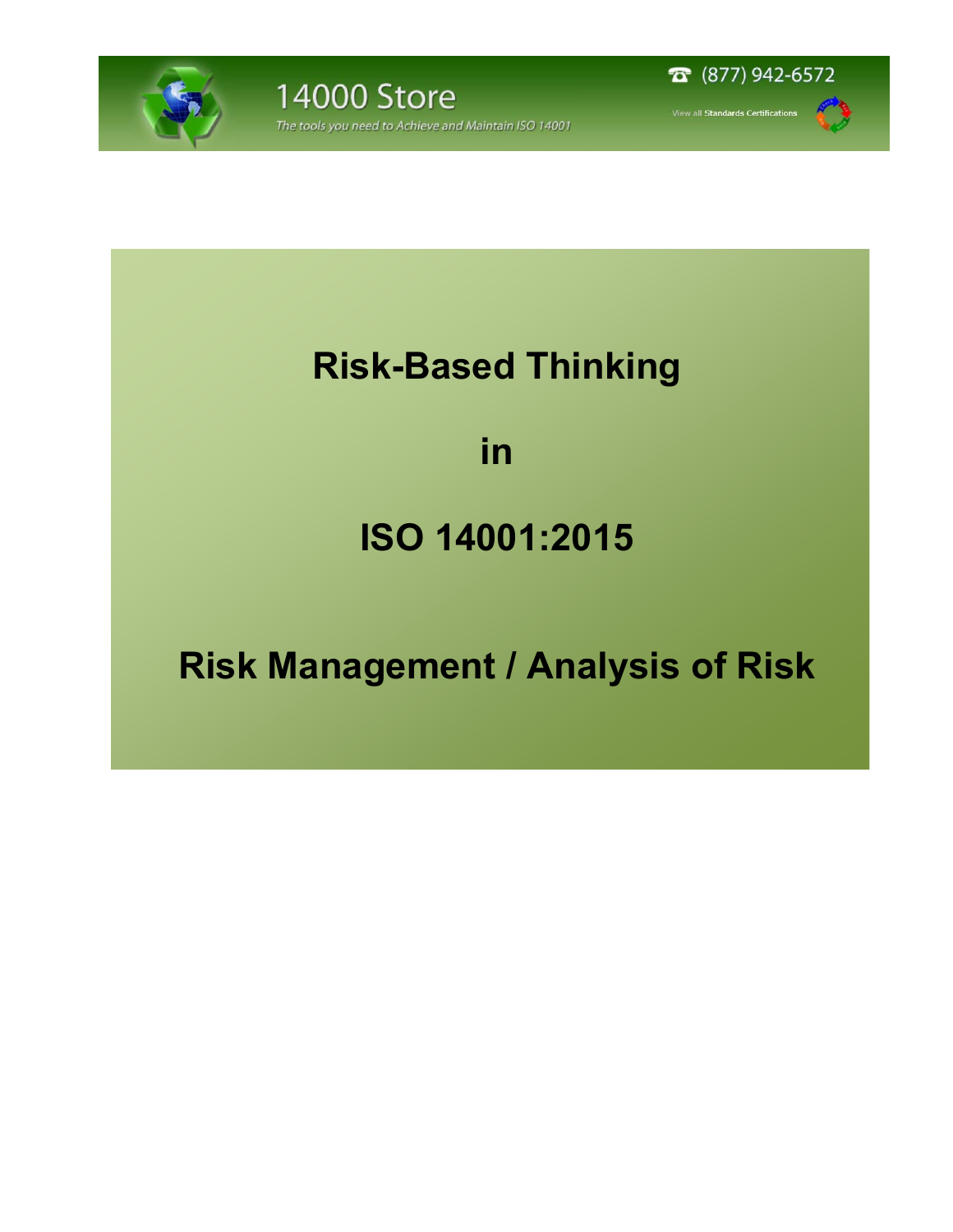14000 Store

*The tools you need to Achieve and Maintain ISO 14001*

(877) 942-6572

View all Standards Certifications

# Risk-Based Thinking

# in

# ISO 14001:2015

# Risk Management / Analysis of Risk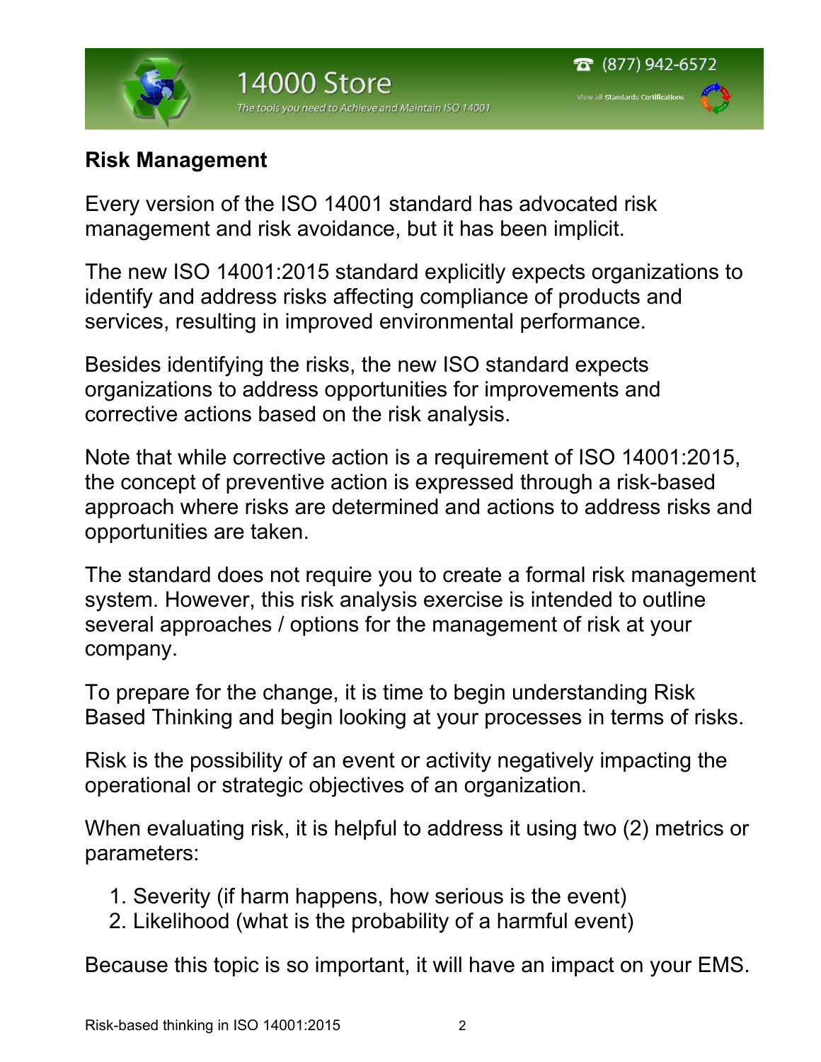## Risk Management

Every version of the ISO 14001 standard has advocated risk management and risk avoidance, but it has been implicit.

The new ISO 14001:2015 standard explicitly expects organizations to identify and address risks affecting compliance of products and services, resulting in improved environmental performance.

Besides identifying the risks, the new ISO standard expects organizations to address opportunities for improvements and corrective actions based on the risk analysis.

Note that while corrective action is a requirement of ISO 14001:2015, the concept of preventive action is expressed through a risk-based approach where risks are determined and actions to address risks and opportunities are taken.

The standard does not require you to create a formal risk management system. However, this risk analysis exercise is intended to outline several approaches / options for the management of risk at your company.

To prepare for the change, it is time to begin understanding Risk Based Thinking and begin looking at your processes in terms of risks.

Risk is the possibility of an event or activity negatively impacting the operational or strategic objectives of an organization.

When evaluating risk, it is helpful to address it using two (2) metrics or parameters:

1. Severity (if harm happens, how serious is the event)
2. Likelihood (what is the probability of a harmful event)

Because this topic is so important, it will have an impact on your EMS.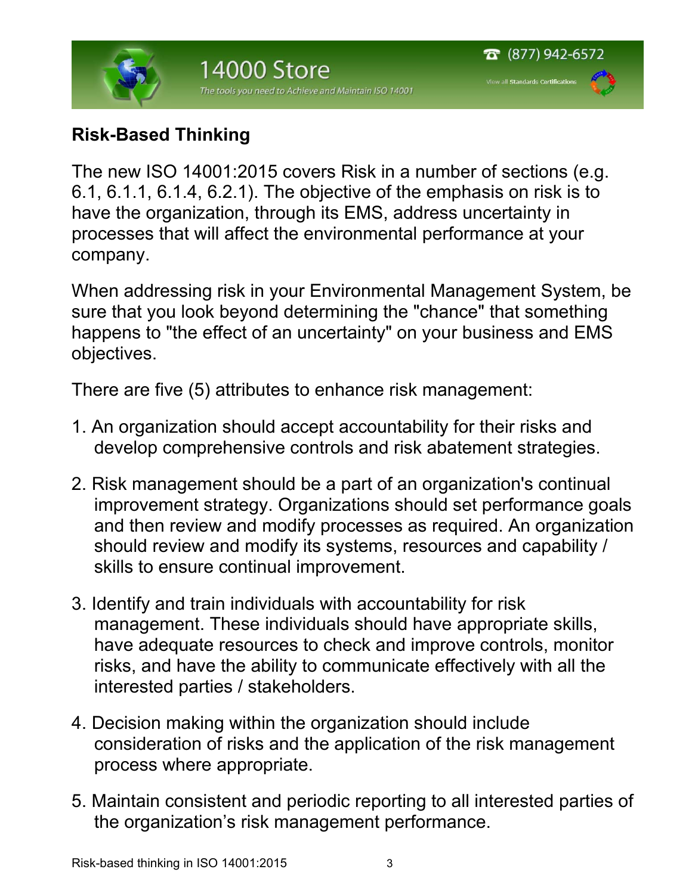## Risk-Based Thinking

The new ISO 14001:2015 covers Risk in a number of sections (e.g. 6.1, 6.1.1, 6.1.4, 6.2.1). The objective of the emphasis on risk is to have the organization, through its EMS, address uncertainty in processes that will affect the environmental performance at your company.

When addressing risk in your Environmental Management System, be sure that you look beyond determining the "chance" that something happens to "the effect of an uncertainty" on your business and EMS objectives.

There are five (5) attributes to enhance risk management:

1. An organization should accept accountability for their risks and develop comprehensive controls and risk abatement strategies.

2. Risk management should be a part of an organization's continual improvement strategy. Organizations should set performance goals and then review and modify processes as required. An organization should review and modify its systems, resources and capability / skills to ensure continual improvement.

3. Identify and train individuals with accountability for risk management. These individuals should have appropriate skills, have adequate resources to check and improve controls, monitor risks, and have the ability to communicate effectively with all the interested parties / stakeholders.

4. Decision making within the organization should include consideration of risks and the application of the risk management process where appropriate.

5. Maintain consistent and periodic reporting to all interested parties of the organization's risk management performance.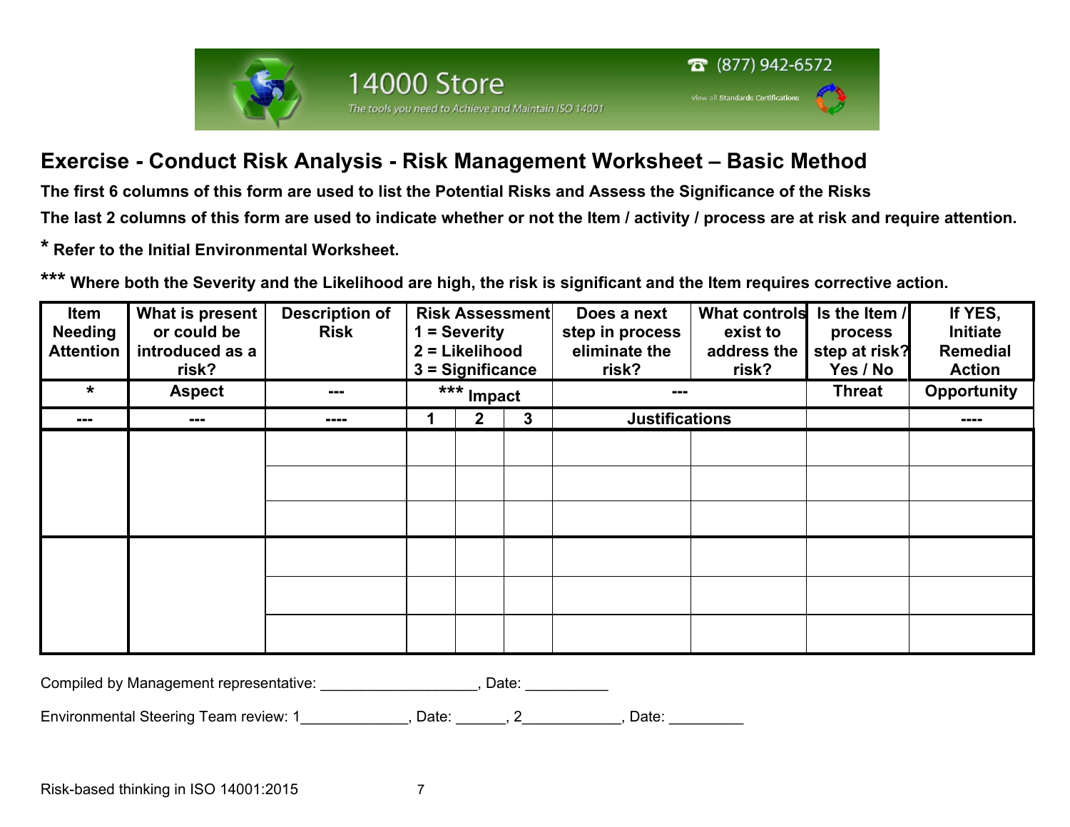# Exercise - Conduct Risk Analysis - Risk Management Worksheet – Basic Method

**The first 6 columns of this form are used to list the Potential Risks and Assess the Significance of the Risks**

**The last 2 columns of this form are used to indicate whether or not the Item / activity / process are at risk and require attention.**

**\* Refer to the Initial Environmental Worksheet.**

**\*\*\* Where both the Severity and the Likelihood are high, the risk is significant and the Item requires corrective action.**

| Item Needing Attention | What is present or could be introduced as a risk? | Description of Risk | Risk Assessment 1 = Severity 2 = Likelihood 3 = Significance | | | Does a next step in process eliminate the risk? | What controls exist to address the risk? | Is the Item / process step at risk? Yes / No | If YES, Initiate Remedial Action |
|---|---|---|---|---|---|---|---|---|---|
| * | Aspect | --- | *** Impact | | | --- | | Threat | Opportunity |
| --- | --- | ---- | 1 | 2 | 3 | Justifications | | | ---- |
| | | | | | | | | | |
| | | | | | | | | | |
| | | | | | | | | | |
| | | | | | | | | | |
| | | | | | | | | | |
| | | | | | | | | | |

Compiled by Management representative: ___________________, Date: __________

Environmental Steering Team review: 1_____________, Date: ______, 2____________, Date: _________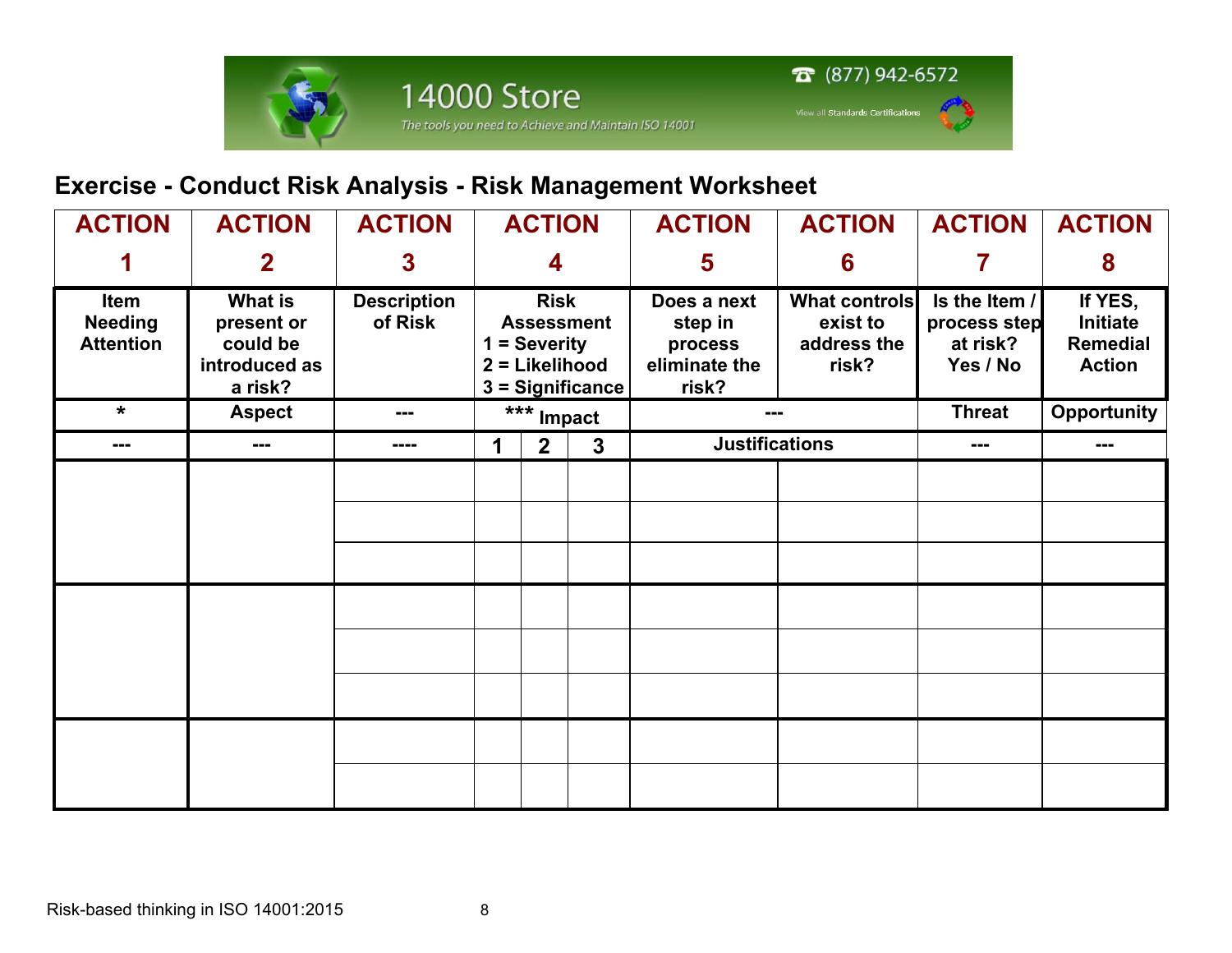## Exercise - Conduct Risk Analysis - Risk Management Worksheet

| ACTION 1 | ACTION 2 | ACTION 3 | ACTION 4 | | | ACTION 5 | ACTION 6 | ACTION 7 | ACTION 8 |
|---|---|---|---|---|---|---|---|---|---|
| Item Needing Attention | What is present or could be introduced as a risk? | Description of Risk | Risk Assessment 1 = Severity 2 = Likelihood 3 = Significance | | | Does a next step in process eliminate the risk? | What controls exist to address the risk? | Is the Item / process step at risk? Yes / No | If YES, Initiate Remedial Action |
| * | Aspect | --- | *** Impact | | | --- | | Threat | Opportunity |
| --- | --- | ---- | 1 | 2 | 3 | Justifications | | --- | --- |
| | | | | | | | | | |
| | | | | | | | | | |
| | | | | | | | | | |
| | | | | | | | | | |
| | | | | | | | | | |
| | | | | | | | | | |
| | | | | | | | | | |
| | | | | | | | | | |

Risk-based thinking in ISO 14001:2015